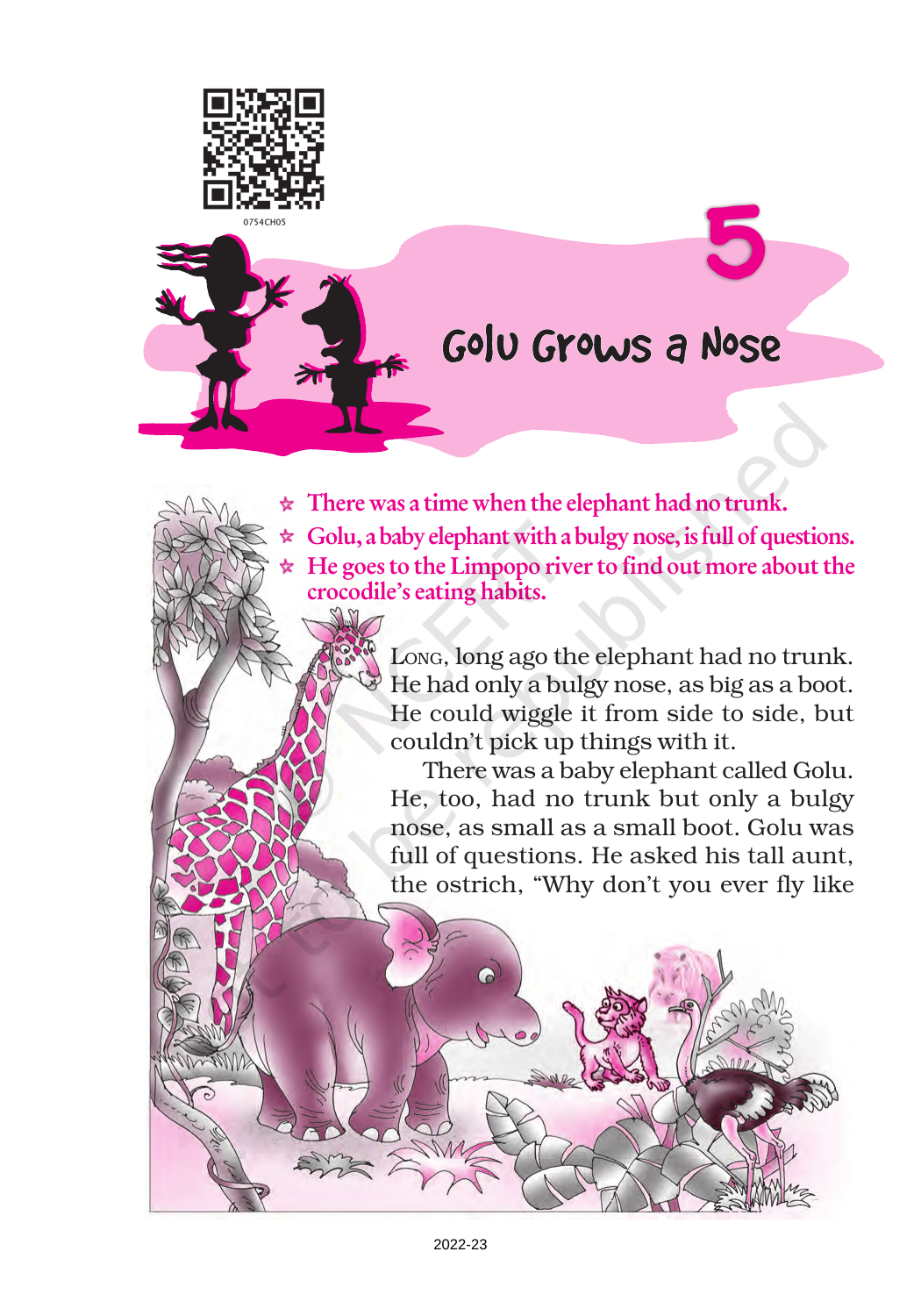# 5

# Golu Grows a Nose

- **There was a time when the elephant had no trunk.**
- **Golu, a baby elephant with a bulgy nose, is full of questions.**
- **He goes to the Limpopo river to find out more about the crocodile's eating habits.**

Long, long ago the elephant had no trunk. He had only a bulgy nose, as big as a boot. He could wiggle it from side to side, but couldn't pick up things with it.

There was a baby elephant called Golu. He, too, had no trunk but only a bulgy nose, as small as a small boot. Golu was full of questions. He asked his tall aunt, the ostrich, "Why don't you ever fly like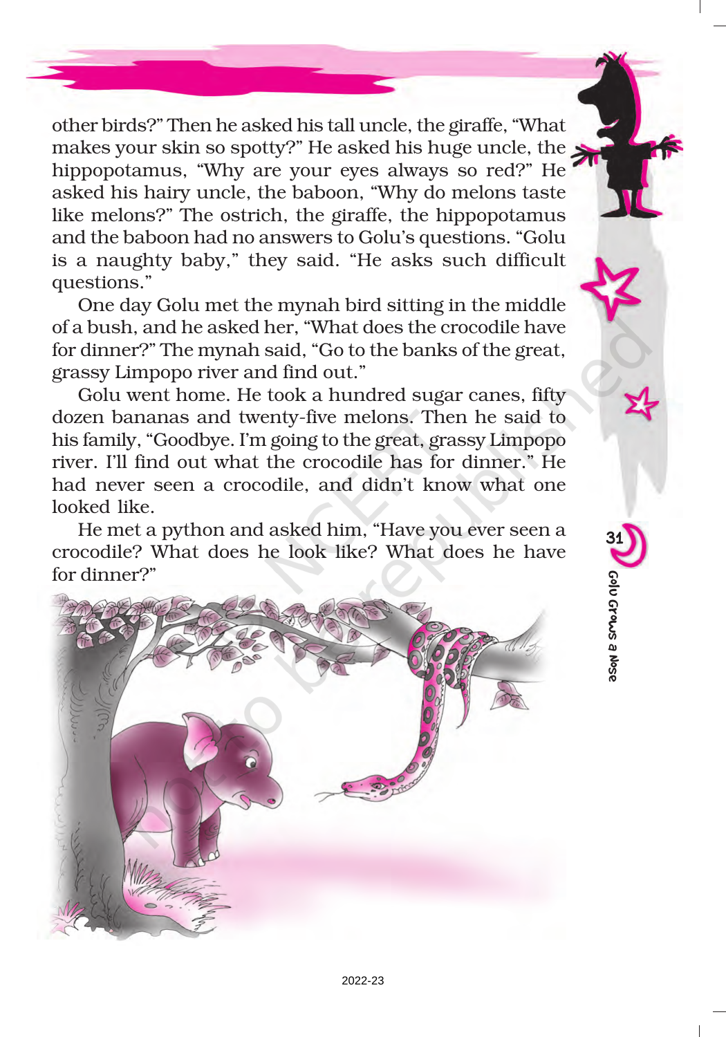other birds?" Then he asked his tall uncle, the giraffe, "What makes your skin so spotty?" He asked his huge uncle, the hippopotamus, "Why are your eyes always so red?" He asked his hairy uncle, the baboon, "Why do melons taste like melons?" The ostrich, the giraffe, the hippopotamus and the baboon had no answers to Golu's questions. "Golu is a naughty baby," they said. "He asks such difficult questions."

One day Golu met the mynah bird sitting in the middle of a bush, and he asked her, "What does the crocodile have for dinner?" The mynah said, "Go to the banks of the great, grassy Limpopo river and find out."

Golu went home. He took a hundred sugar canes, fifty dozen bananas and twenty-five melons. Then he said to his family, "Goodbye. I'm going to the great, grassy Limpopo river. I'll find out what the crocodile has for dinner." He had never seen a crocodile, and didn't know what one looked like.

He met a python and asked him, "Have you ever seen a crocodile? What does he look like? What does he have for dinner?"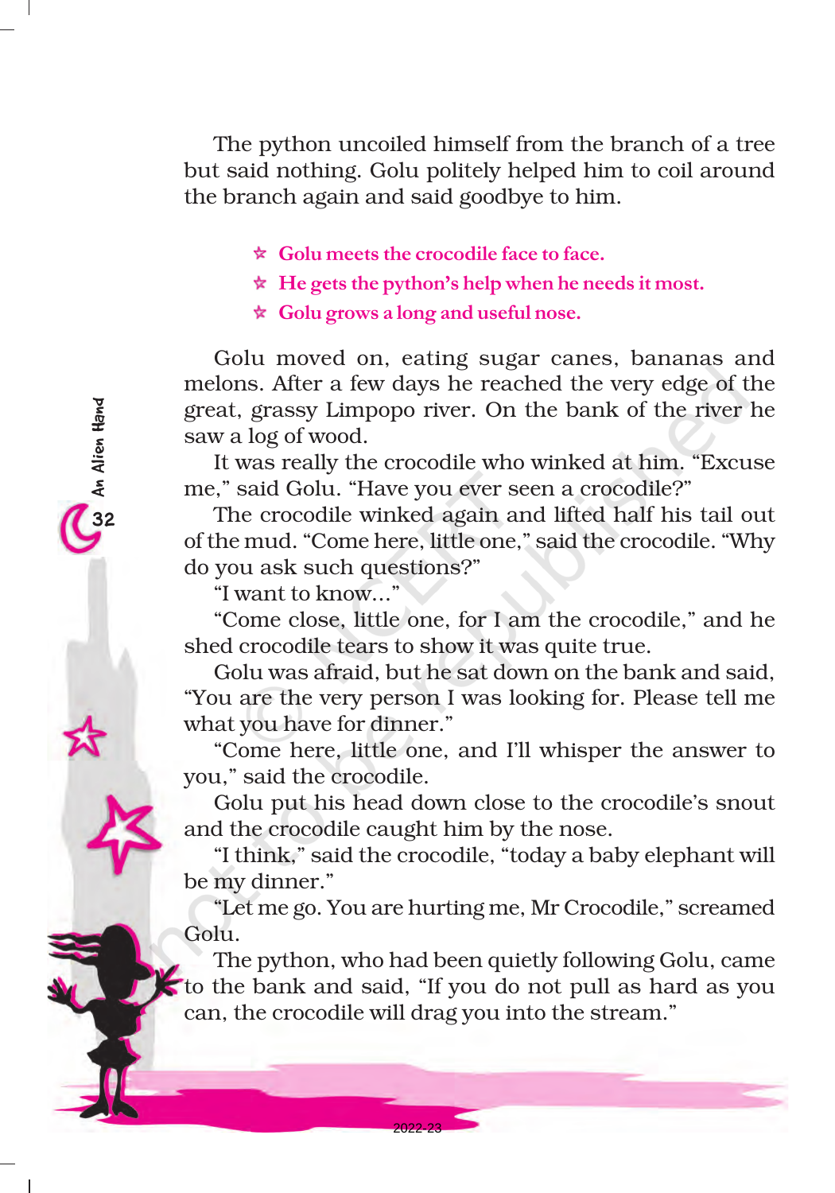The python uncoiled himself from the branch of a tree but said nothing. Golu politely helped him to coil around the branch again and said goodbye to him.

- **Golu meets the crocodile face to face.**
- **He gets the python's help when he needs it most.**
- **Golu grows a long and useful nose.**

Golu moved on, eating sugar canes, bananas and melons. After a few days he reached the very edge of the great, grassy Limpopo river. On the bank of the river he saw a log of wood.

It was really the crocodile who winked at him. "Excuse me," said Golu. "Have you ever seen a crocodile?"

The crocodile winked again and lifted half his tail out of the mud. "Come here, little one," said the crocodile. "Why do you ask such questions?"

"I want to know..."

"Come close, little one, for I am the crocodile," and he shed crocodile tears to show it was quite true.

Golu was afraid, but he sat down on the bank and said, "You are the very person I was looking for. Please tell me what you have for dinner."

"Come here, little one, and I'll whisper the answer to you," said the crocodile.

Golu put his head down close to the crocodile's snout and the crocodile caught him by the nose.

"I think," said the crocodile, "today a baby elephant will be my dinner."

"Let me go. You are hurting me, Mr Crocodile," screamed Golu.

The python, who had been quietly following Golu, came to the bank and said, "If you do not pull as hard as you can, the crocodile will drag you into the stream."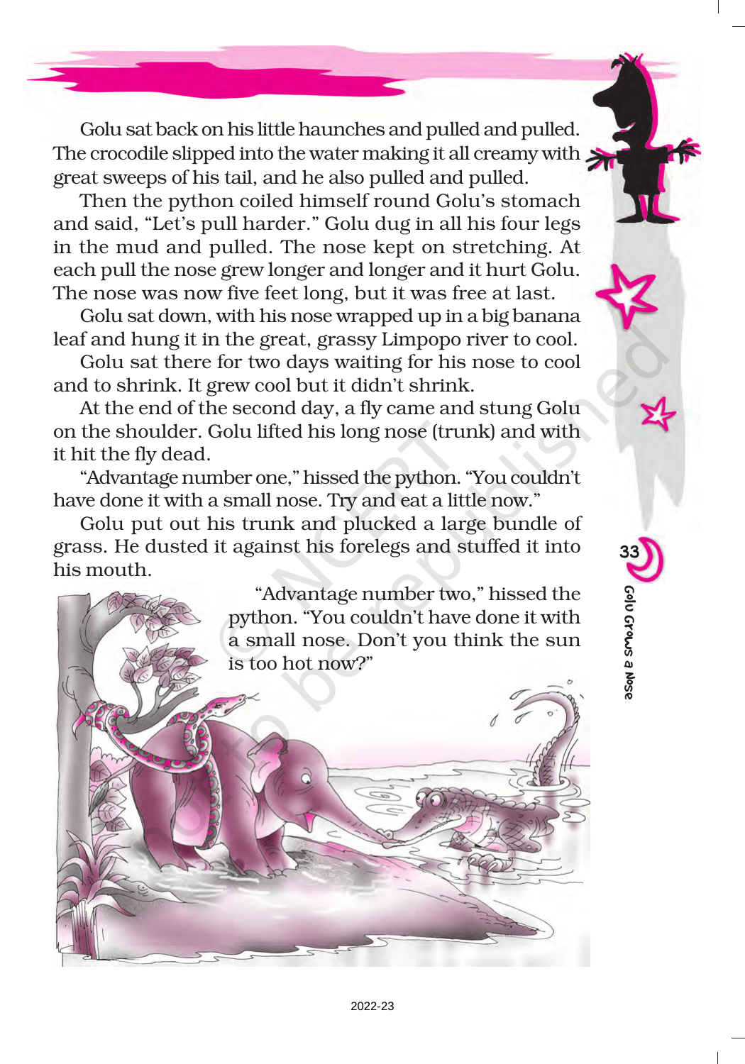Golu sat back on his little haunches and pulled and pulled. The crocodile slipped into the water making it all creamy with great sweeps of his tail, and he also pulled and pulled.

Then the python coiled himself round Golu's stomach and said, "Let's pull harder." Golu dug in all his four legs in the mud and pulled. The nose kept on stretching. At each pull the nose grew longer and longer and it hurt Golu. The nose was now five feet long, but it was free at last.

Golu sat down, with his nose wrapped up in a big banana leaf and hung it in the great, grassy Limpopo river to cool.

Golu sat there for two days waiting for his nose to cool and to shrink. It grew cool but it didn't shrink.

At the end of the second day, a fly came and stung Golu on the shoulder. Golu lifted his long nose (trunk) and with it hit the fly dead.

"Advantage number one," hissed the python. "You couldn't have done it with a small nose. Try and eat a little now."

Golu put out his trunk and plucked a large bundle of grass. He dusted it against his forelegs and stuffed it into his mouth.

"Advantage number two," hissed the python. "You couldn't have done it with a small nose. Don't you think the sun is too hot now?"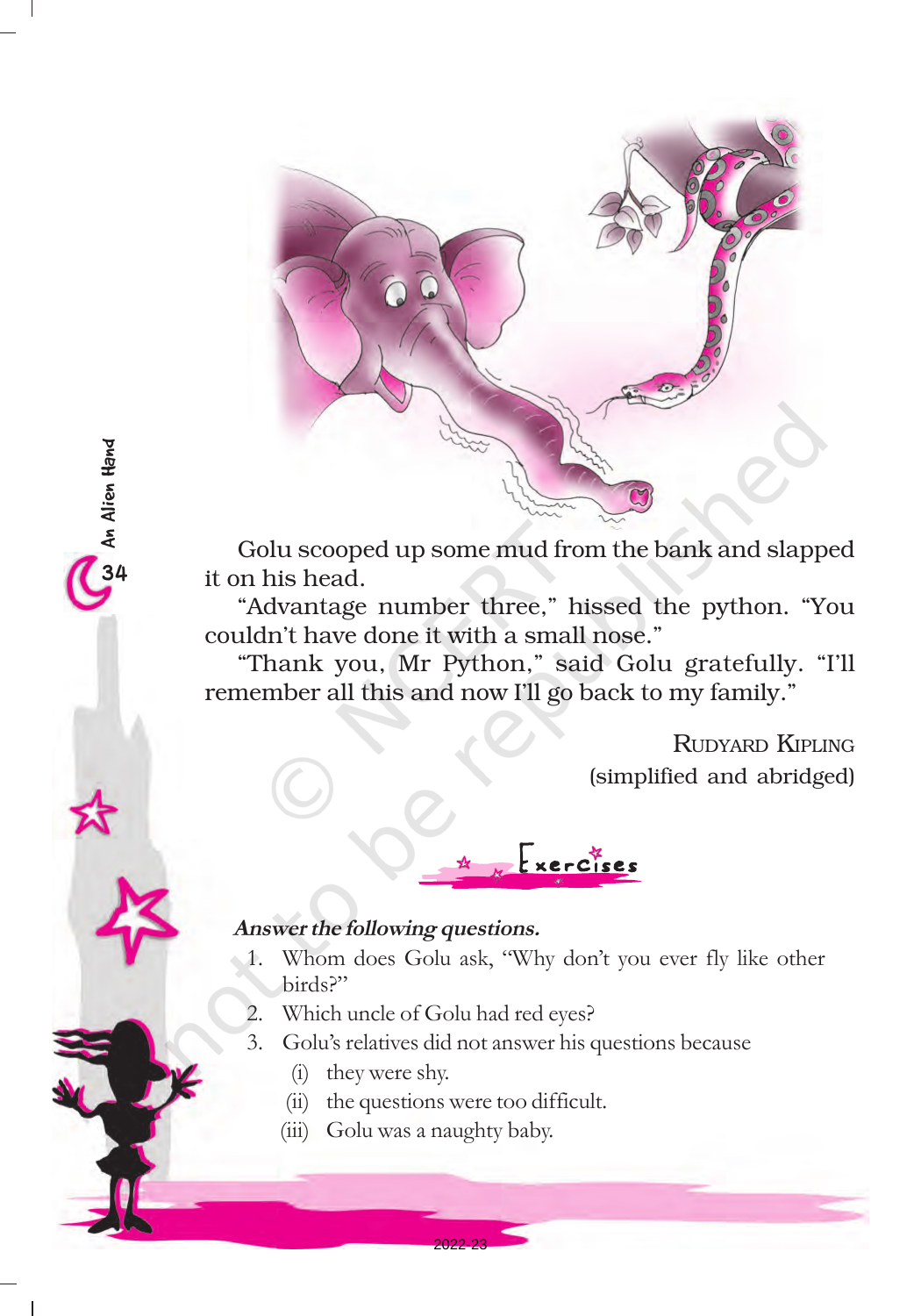Golu scooped up some mud from the bank and slapped it on his head.

"Advantage number three," hissed the python. "You couldn't have done it with a small nose."

"Thank you, Mr Python," said Golu gratefully. "I'll remember all this and now I'll go back to my family."

RUDYARD KIPLING
(simplified and abridged)

## Exercises

***Answer the following questions.***

1. Whom does Golu ask, "Why don't you ever fly like other birds?"
2. Which uncle of Golu had red eyes?
3. Golu's relatives did not answer his questions because
   (i) they were shy.
   (ii) the questions were too difficult.
   (iii) Golu was a naughty baby.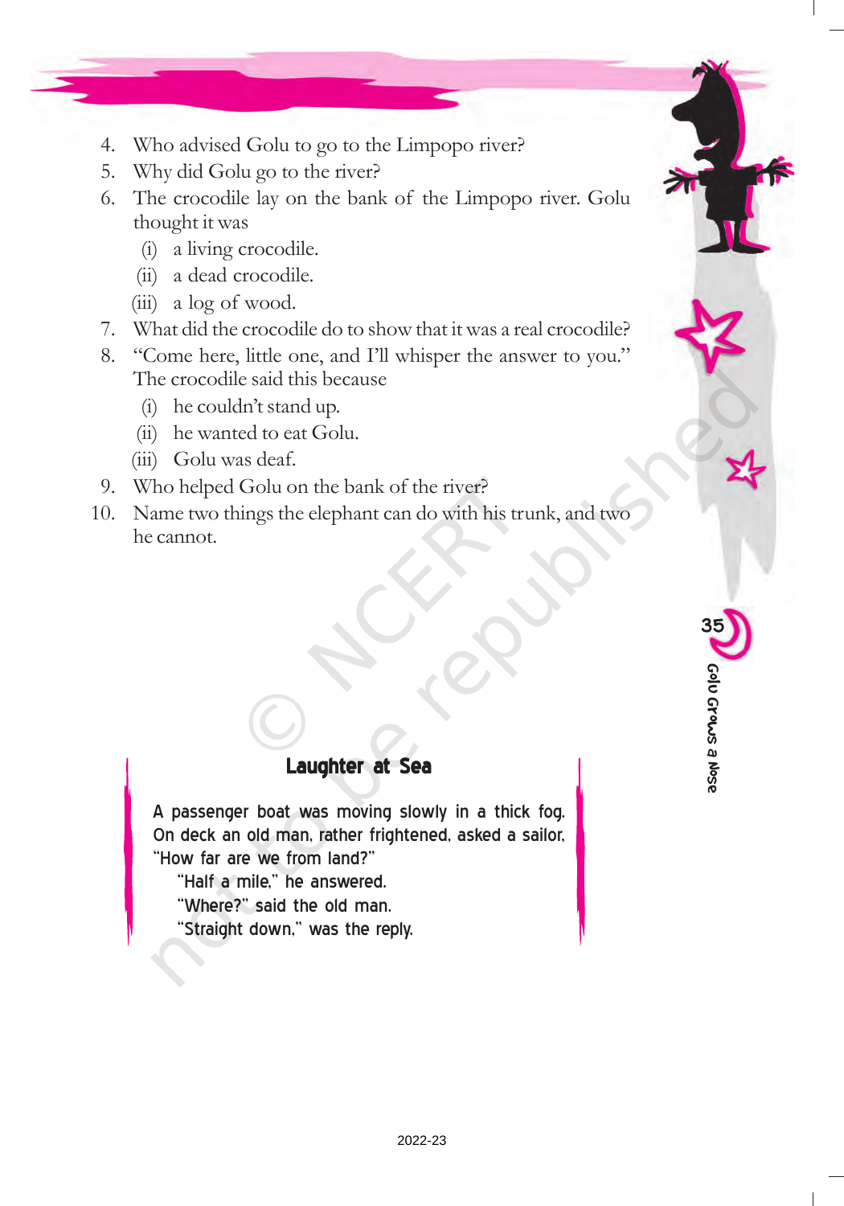4. Who advised Golu to go to the Limpopo river?
5. Why did Golu go to the river?
6. The crocodile lay on the bank of the Limpopo river. Golu thought it was
   (i) a living crocodile.
   (ii) a dead crocodile.
   (iii) a log of wood.
7. What did the crocodile do to show that it was a real crocodile?
8. "Come here, little one, and I'll whisper the answer to you." The crocodile said this because
   (i) he couldn't stand up.
   (ii) he wanted to eat Golu.
   (iii) Golu was deaf.
9. Who helped Golu on the bank of the river?
10. Name two things the elephant can do with his trunk, and two he cannot.

## Laughter at Sea

A passenger boat was moving slowly in a thick fog. On deck an old man, rather frightened, asked a sailor, "How far are we from land?"

"Half a mile," he answered.

"Where?" said the old man.

"Straight down," was the reply.